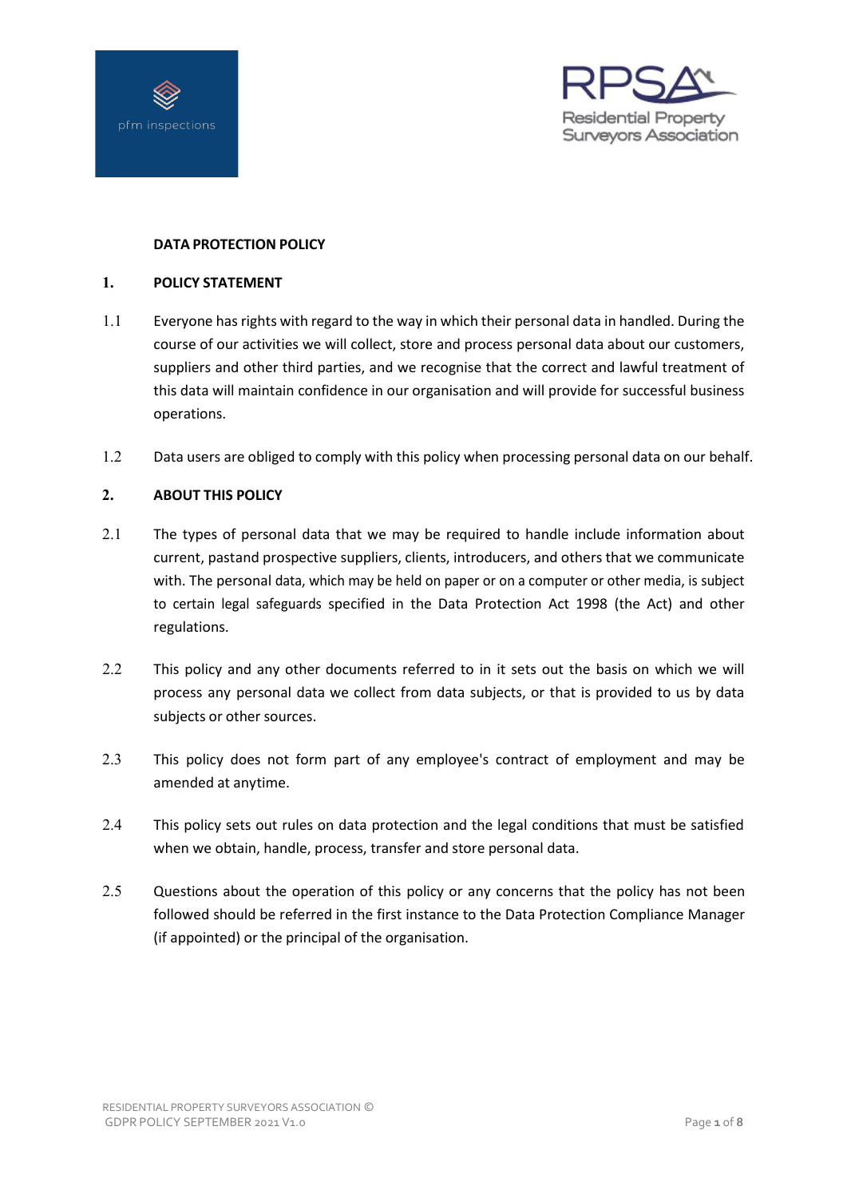# DATA PROTECTION POLICY

## 1. POLICY STATEMENT

1.1 Everyone has rights with regard to the way in which their personal data in handled. During the course of our activities we will collect, store and process personal data about our customers, suppliers and other third parties, and we recognise that the correct and lawful treatment of this data will maintain confidence in our organisation and will provide for successful business operations.

1.2 Data users are obliged to comply with this policy when processing personal data on our behalf.

## 2. ABOUT THIS POLICY

2.1 The types of personal data that we may be required to handle include information about current, pastand prospective suppliers, clients, introducers, and others that we communicate with. The personal data, which may be held on paper or on a computer or other media, is subject to certain legal safeguards specified in the Data Protection Act 1998 (the Act) and other regulations.

2.2 This policy and any other documents referred to in it sets out the basis on which we will process any personal data we collect from data subjects, or that is provided to us by data subjects or other sources.

2.3 This policy does not form part of any employee's contract of employment and may be amended at anytime.

2.4 This policy sets out rules on data protection and the legal conditions that must be satisfied when we obtain, handle, process, transfer and store personal data.

2.5 Questions about the operation of this policy or any concerns that the policy has not been followed should be referred in the first instance to the Data Protection Compliance Manager (if appointed) or the principal of the organisation.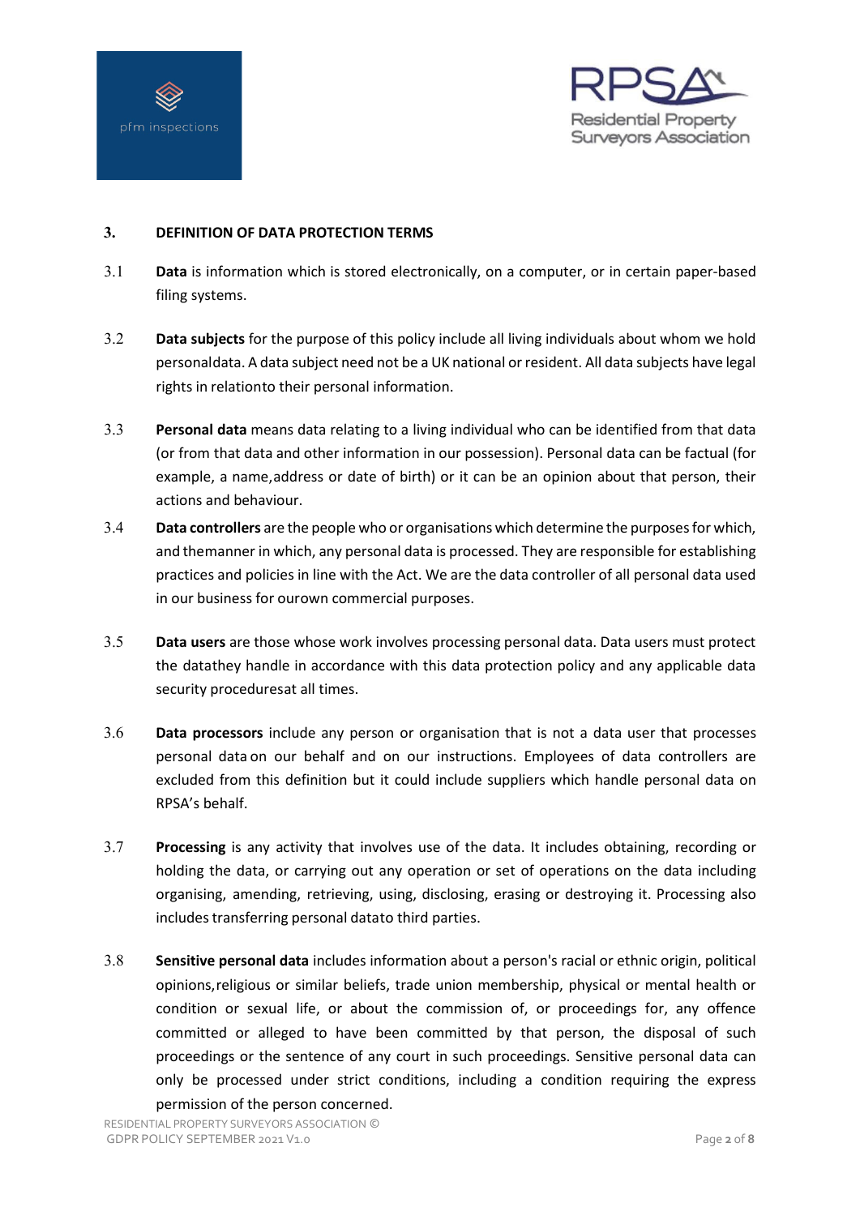## 3. DEFINITION OF DATA PROTECTION TERMS

3.1 **Data** is information which is stored electronically, on a computer, or in certain paper-based filing systems.

3.2 **Data subjects** for the purpose of this policy include all living individuals about whom we hold personaldata. A data subject need not be a UK national or resident. All data subjects have legal rights in relationto their personal information.

3.3 **Personal data** means data relating to a living individual who can be identified from that data (or from that data and other information in our possession). Personal data can be factual (for example, a name,address or date of birth) or it can be an opinion about that person, their actions and behaviour.

3.4 **Data controllers** are the people who or organisations which determine the purposes for which, and themanner in which, any personal data is processed. They are responsible for establishing practices and policies in line with the Act. We are the data controller of all personal data used in our business for ourown commercial purposes.

3.5 **Data users** are those whose work involves processing personal data. Data users must protect the datathey handle in accordance with this data protection policy and any applicable data security proceduresat all times.

3.6 **Data processors** include any person or organisation that is not a data user that processes personal data on our behalf and on our instructions. Employees of data controllers are excluded from this definition but it could include suppliers which handle personal data on RPSA's behalf.

3.7 **Processing** is any activity that involves use of the data. It includes obtaining, recording or holding the data, or carrying out any operation or set of operations on the data including organising, amending, retrieving, using, disclosing, erasing or destroying it. Processing also includes transferring personal datato third parties.

3.8 **Sensitive personal data** includes information about a person's racial or ethnic origin, political opinions,religious or similar beliefs, trade union membership, physical or mental health or condition or sexual life, or about the commission of, or proceedings for, any offence committed or alleged to have been committed by that person, the disposal of such proceedings or the sentence of any court in such proceedings. Sensitive personal data can only be processed under strict conditions, including a condition requiring the express permission of the person concerned.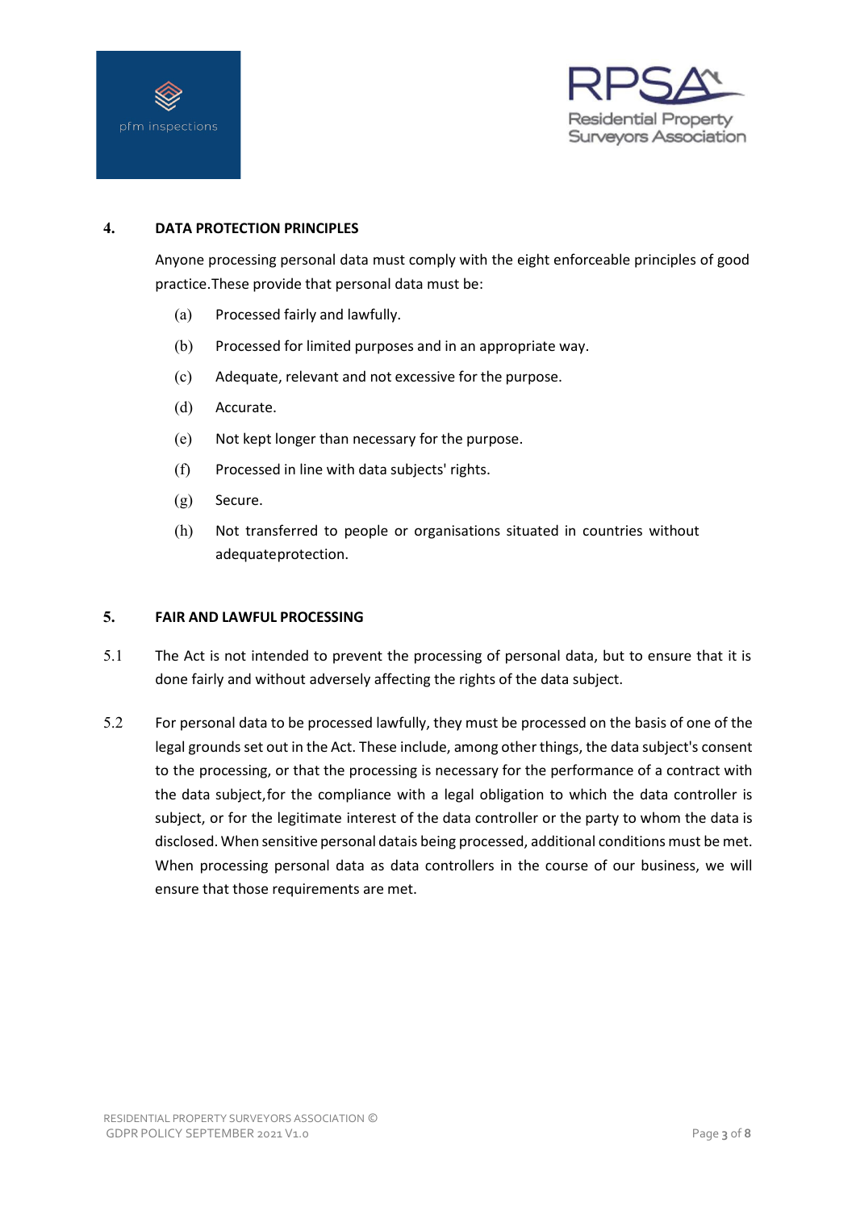## 4. DATA PROTECTION PRINCIPLES

Anyone processing personal data must comply with the eight enforceable principles of good practice.These provide that personal data must be:

(a) Processed fairly and lawfully.

(b) Processed for limited purposes and in an appropriate way.

(c) Adequate, relevant and not excessive for the purpose.

(d) Accurate.

(e) Not kept longer than necessary for the purpose.

(f) Processed in line with data subjects' rights.

(g) Secure.

(h) Not transferred to people or organisations situated in countries without adequateprotection.

## 5. FAIR AND LAWFUL PROCESSING

5.1 The Act is not intended to prevent the processing of personal data, but to ensure that it is done fairly and without adversely affecting the rights of the data subject.

5.2 For personal data to be processed lawfully, they must be processed on the basis of one of the legal grounds set out in the Act. These include, among other things, the data subject's consent to the processing, or that the processing is necessary for the performance of a contract with the data subject,for the compliance with a legal obligation to which the data controller is subject, or for the legitimate interest of the data controller or the party to whom the data is disclosed. When sensitive personal datais being processed, additional conditions must be met. When processing personal data as data controllers in the course of our business, we will ensure that those requirements are met.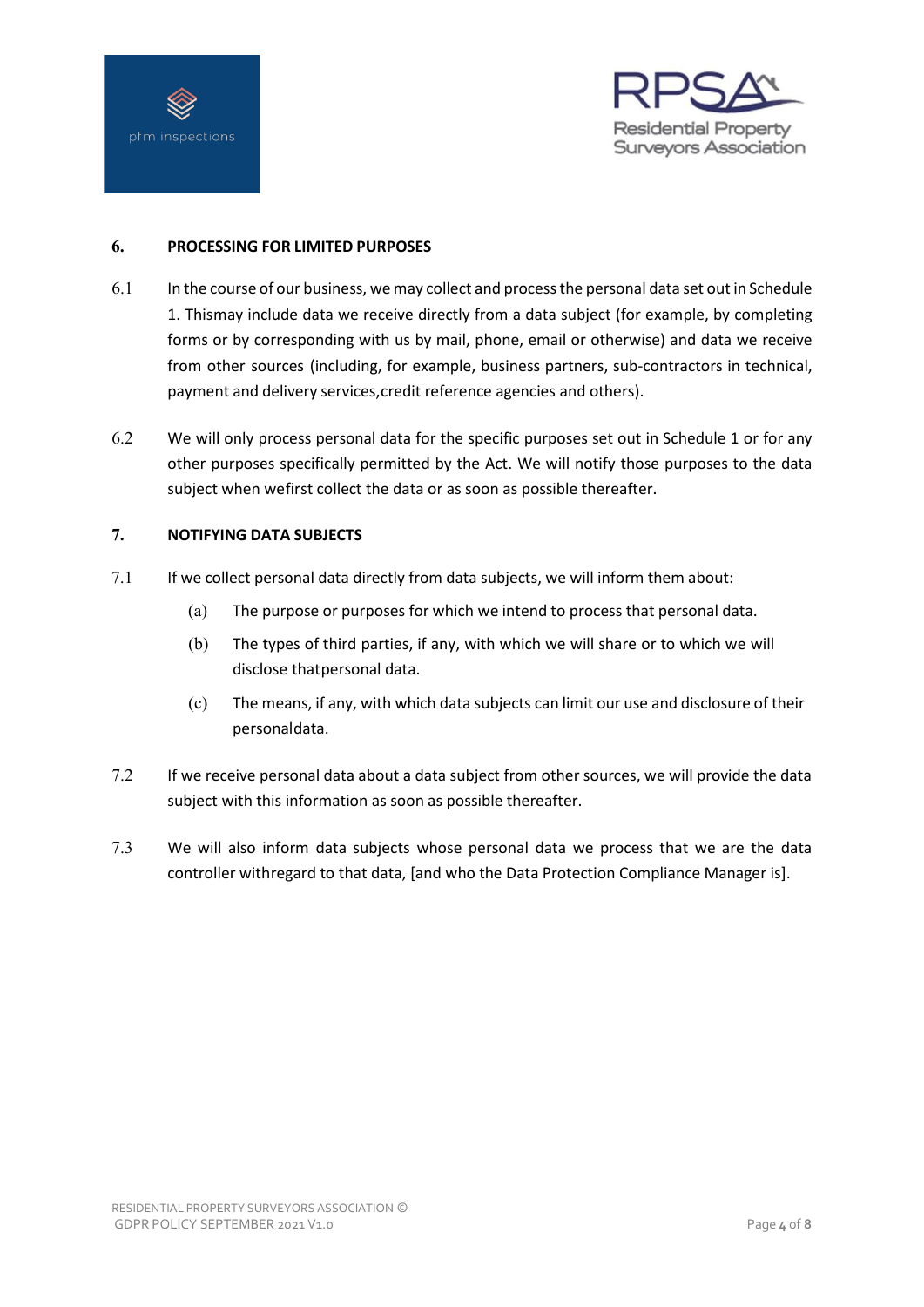## 6. PROCESSING FOR LIMITED PURPOSES

6.1 In the course of our business, we may collect and process the personal data set out in Schedule 1. Thismay include data we receive directly from a data subject (for example, by completing forms or by corresponding with us by mail, phone, email or otherwise) and data we receive from other sources (including, for example, business partners, sub-contractors in technical, payment and delivery services,credit reference agencies and others).

6.2 We will only process personal data for the specific purposes set out in Schedule 1 or for any other purposes specifically permitted by the Act. We will notify those purposes to the data subject when wefirst collect the data or as soon as possible thereafter.

## 7. NOTIFYING DATA SUBJECTS

7.1 If we collect personal data directly from data subjects, we will inform them about:

(a) The purpose or purposes for which we intend to process that personal data.

(b) The types of third parties, if any, with which we will share or to which we will disclose thatpersonal data.

(c) The means, if any, with which data subjects can limit our use and disclosure of their personaldata.

7.2 If we receive personal data about a data subject from other sources, we will provide the data subject with this information as soon as possible thereafter.

7.3 We will also inform data subjects whose personal data we process that we are the data controller withregard to that data, [and who the Data Protection Compliance Manager is].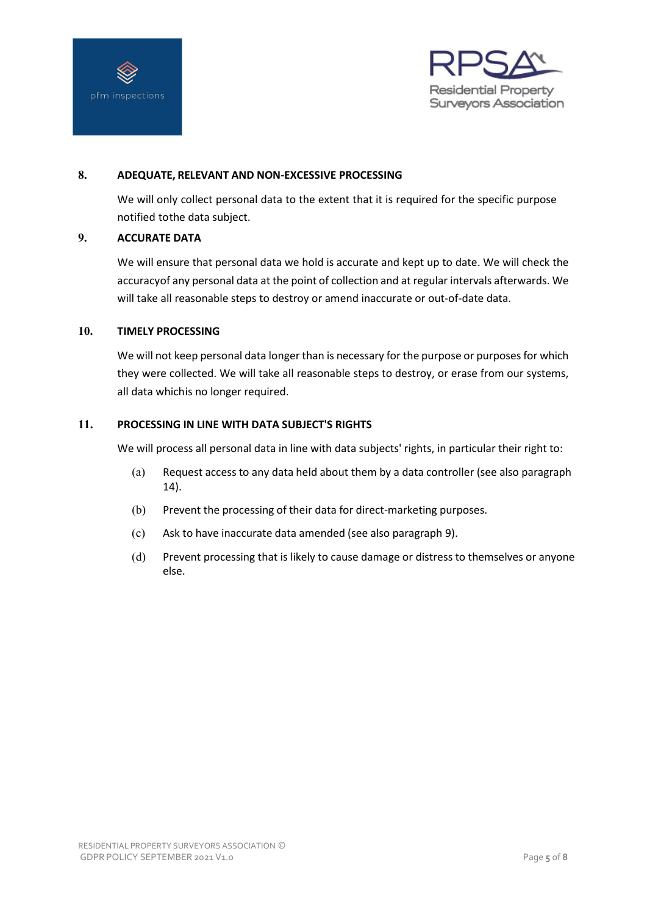## 8. ADEQUATE, RELEVANT AND NON-EXCESSIVE PROCESSING

We will only collect personal data to the extent that it is required for the specific purpose notified tothe data subject.

## 9. ACCURATE DATA

We will ensure that personal data we hold is accurate and kept up to date. We will check the accuracyof any personal data at the point of collection and at regular intervals afterwards. We will take all reasonable steps to destroy or amend inaccurate or out-of-date data.

## 10. TIMELY PROCESSING

We will not keep personal data longer than is necessary for the purpose or purposes for which they were collected. We will take all reasonable steps to destroy, or erase from our systems, all data whichis no longer required.

## 11. PROCESSING IN LINE WITH DATA SUBJECT'S RIGHTS

We will process all personal data in line with data subjects' rights, in particular their right to:

(a) Request access to any data held about them by a data controller (see also paragraph 14).

(b) Prevent the processing of their data for direct-marketing purposes.

(c) Ask to have inaccurate data amended (see also paragraph 9).

(d) Prevent processing that is likely to cause damage or distress to themselves or anyone else.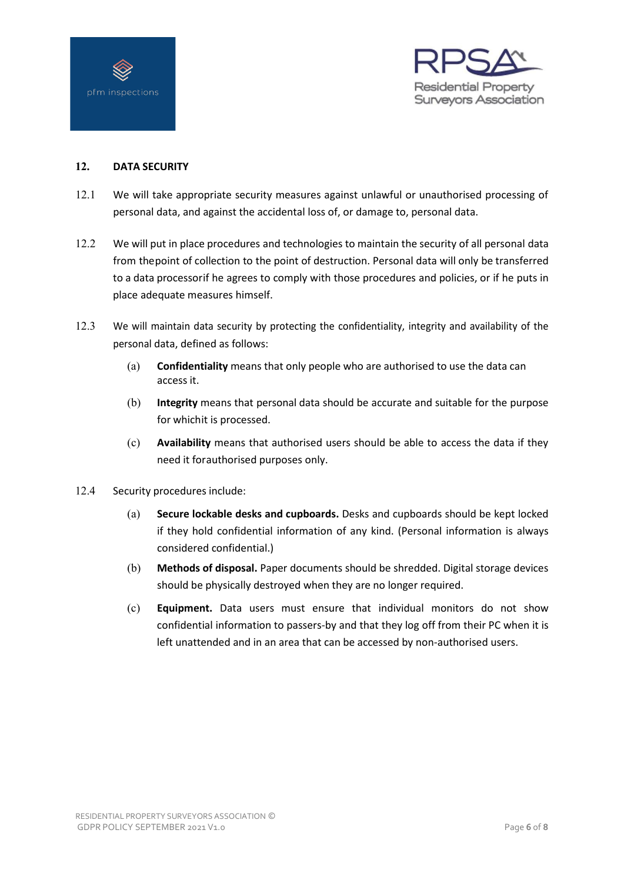## 12. DATA SECURITY

12.1 We will take appropriate security measures against unlawful or unauthorised processing of personal data, and against the accidental loss of, or damage to, personal data.

12.2 We will put in place procedures and technologies to maintain the security of all personal data from thepoint of collection to the point of destruction. Personal data will only be transferred to a data processorif he agrees to comply with those procedures and policies, or if he puts in place adequate measures himself.

12.3 We will maintain data security by protecting the confidentiality, integrity and availability of the personal data, defined as follows:

(a) **Confidentiality** means that only people who are authorised to use the data can access it.

(b) **Integrity** means that personal data should be accurate and suitable for the purpose for whichit is processed.

(c) **Availability** means that authorised users should be able to access the data if they need it forauthorised purposes only.

12.4 Security procedures include:

(a) **Secure lockable desks and cupboards.** Desks and cupboards should be kept locked if they hold confidential information of any kind. (Personal information is always considered confidential.)

(b) **Methods of disposal.** Paper documents should be shredded. Digital storage devices should be physically destroyed when they are no longer required.

(c) **Equipment.** Data users must ensure that individual monitors do not show confidential information to passers-by and that they log off from their PC when it is left unattended and in an area that can be accessed by non-authorised users.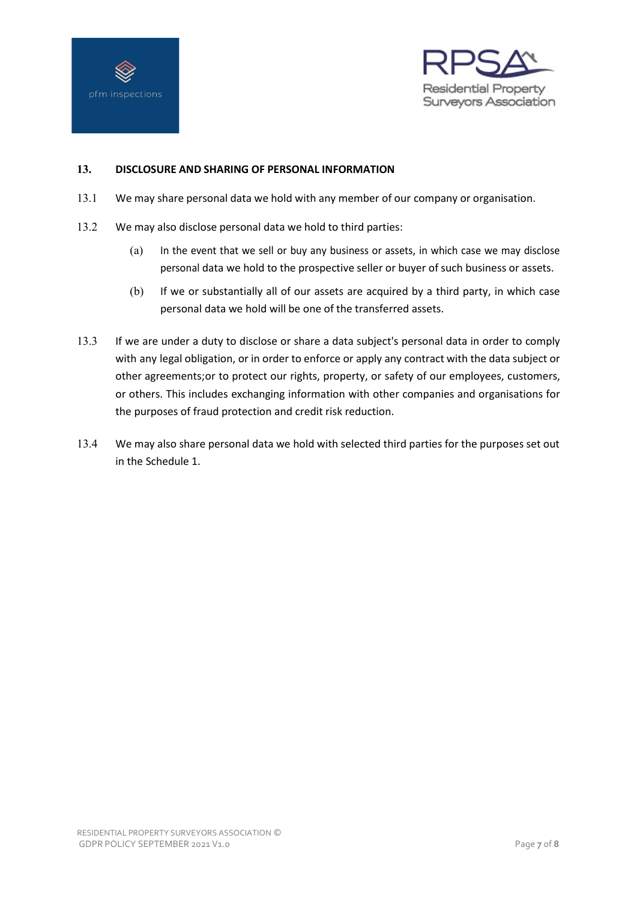## 13. DISCLOSURE AND SHARING OF PERSONAL INFORMATION

13.1 We may share personal data we hold with any member of our company or organisation.

13.2 We may also disclose personal data we hold to third parties:

(a) In the event that we sell or buy any business or assets, in which case we may disclose personal data we hold to the prospective seller or buyer of such business or assets.

(b) If we or substantially all of our assets are acquired by a third party, in which case personal data we hold will be one of the transferred assets.

13.3 If we are under a duty to disclose or share a data subject's personal data in order to comply with any legal obligation, or in order to enforce or apply any contract with the data subject or other agreements;or to protect our rights, property, or safety of our employees, customers, or others. This includes exchanging information with other companies and organisations for the purposes of fraud protection and credit risk reduction.

13.4 We may also share personal data we hold with selected third parties for the purposes set out in the Schedule 1.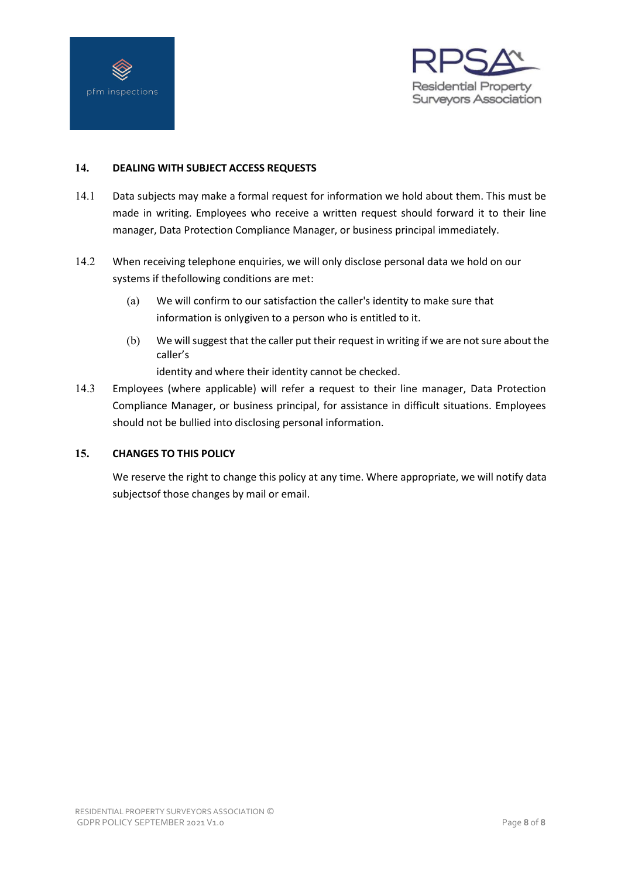## 14. DEALING WITH SUBJECT ACCESS REQUESTS

14.1 Data subjects may make a formal request for information we hold about them. This must be made in writing. Employees who receive a written request should forward it to their line manager, Data Protection Compliance Manager, or business principal immediately.

14.2 When receiving telephone enquiries, we will only disclose personal data we hold on our systems if thefollowing conditions are met:

(a) We will confirm to our satisfaction the caller's identity to make sure that information is onlygiven to a person who is entitled to it.

(b) We will suggest that the caller put their request in writing if we are not sure about the caller's identity and where their identity cannot be checked.

14.3 Employees (where applicable) will refer a request to their line manager, Data Protection Compliance Manager, or business principal, for assistance in difficult situations. Employees should not be bullied into disclosing personal information.

## 15. CHANGES TO THIS POLICY

We reserve the right to change this policy at any time. Where appropriate, we will notify data subjectsof those changes by mail or email.